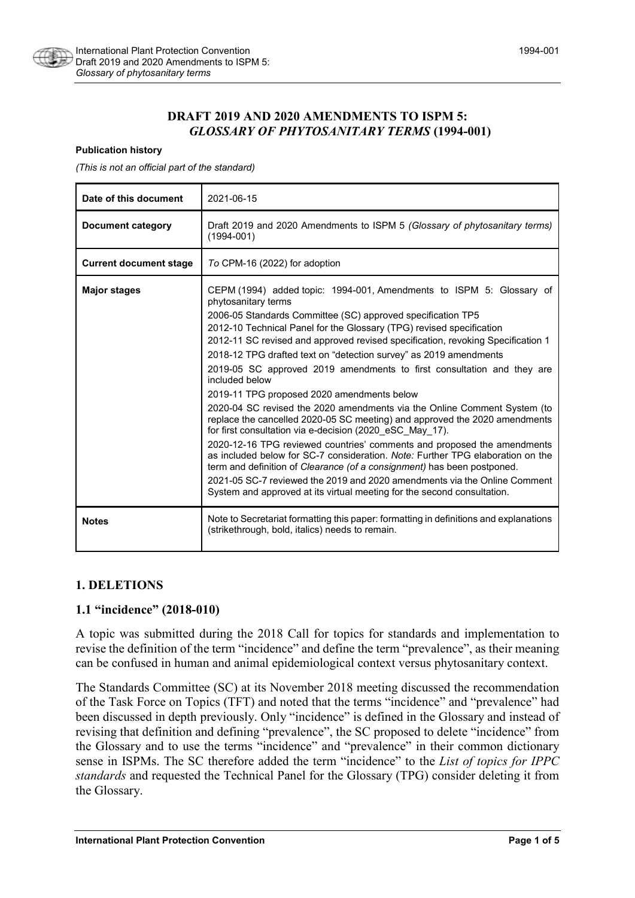# DRAFT 2019 AND 2020 AMENDMENTS TO ISPM 5: *GLOSSARY OF PHYTOSANITARY TERMS* (1994-001)

**Publication history**

*(This is not an official part of the standard)*

| | |
|---|---|
| **Date of this document** | 2021-06-15 |
| **Document category** | Draft 2019 and 2020 Amendments to ISPM 5 *(Glossary of phytosanitary terms)* (1994-001) |
| **Current document stage** | *To* CPM-16 (2022) for adoption |
| **Major stages** | CEPM (1994) added topic: 1994-001, Amendments to ISPM 5: Glossary of phytosanitary terms<br>2006-05 Standards Committee (SC) approved specification TP5<br>2012-10 Technical Panel for the Glossary (TPG) revised specification<br>2012-11 SC revised and approved revised specification, revoking Specification 1<br>2018-12 TPG drafted text on "detection survey" as 2019 amendments<br>2019-05 SC approved 2019 amendments to first consultation and they are included below<br>2019-11 TPG proposed 2020 amendments below<br>2020-04 SC revised the 2020 amendments via the Online Comment System (to replace the cancelled 2020-05 SC meeting) and approved the 2020 amendments for first consultation via e-decision (2020_eSC_May_17).<br>2020-12-16 TPG reviewed countries' comments and proposed the amendments as included below for SC-7 consideration. *Note:* Further TPG elaboration on the term and definition of *Clearance (of a consignment)* has been postponed.<br>2021-05 SC-7 reviewed the 2019 and 2020 amendments via the Online Comment System and approved at its virtual meeting for the second consultation. |
| **Notes** | Note to Secretariat formatting this paper: formatting in definitions and explanations (strikethrough, bold, italics) needs to remain. |

## 1. DELETIONS

### 1.1 "incidence" (2018-010)

A topic was submitted during the 2018 Call for topics for standards and implementation to revise the definition of the term "incidence" and define the term "prevalence", as their meaning can be confused in human and animal epidemiological context versus phytosanitary context.

The Standards Committee (SC) at its November 2018 meeting discussed the recommendation of the Task Force on Topics (TFT) and noted that the terms "incidence" and "prevalence" had been discussed in depth previously. Only "incidence" is defined in the Glossary and instead of revising that definition and defining "prevalence", the SC proposed to delete "incidence" from the Glossary and to use the terms "incidence" and "prevalence" in their common dictionary sense in ISPMs. The SC therefore added the term "incidence" to the *List of topics for IPPC standards* and requested the Technical Panel for the Glossary (TPG) consider deleting it from the Glossary.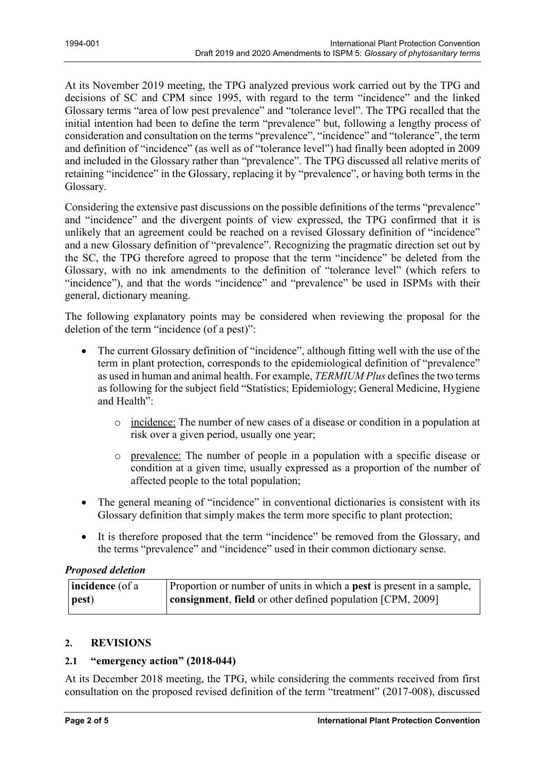At its November 2019 meeting, the TPG analyzed previous work carried out by the TPG and decisions of SC and CPM since 1995, with regard to the term "incidence" and the linked Glossary terms "area of low pest prevalence" and "tolerance level". The TPG recalled that the initial intention had been to define the term "prevalence" but, following a lengthy process of consideration and consultation on the terms "prevalence", "incidence" and "tolerance", the term and definition of "incidence" (as well as of "tolerance level") had finally been adopted in 2009 and included in the Glossary rather than "prevalence". The TPG discussed all relative merits of retaining "incidence" in the Glossary, replacing it by "prevalence", or having both terms in the Glossary.

Considering the extensive past discussions on the possible definitions of the terms "prevalence" and "incidence" and the divergent points of view expressed, the TPG confirmed that it is unlikely that an agreement could be reached on a revised Glossary definition of "incidence" and a new Glossary definition of "prevalence". Recognizing the pragmatic direction set out by the SC, the TPG therefore agreed to propose that the term "incidence" be deleted from the Glossary, with no ink amendments to the definition of "tolerance level" (which refers to "incidence"), and that the words "incidence" and "prevalence" be used in ISPMs with their general, dictionary meaning.

The following explanatory points may be considered when reviewing the proposal for the deletion of the term "incidence (of a pest)":

- The current Glossary definition of "incidence", although fitting well with the use of the term in plant protection, corresponds to the epidemiological definition of "prevalence" as used in human and animal health. For example, *TERMIUM Plus* defines the two terms as following for the subject field "Statistics; Epidemiology; General Medicine, Hygiene and Health":
    - incidence: The number of new cases of a disease or condition in a population at risk over a given period, usually one year;
    - prevalence: The number of people in a population with a specific disease or condition at a given time, usually expressed as a proportion of the number of affected people to the total population;
- The general meaning of "incidence" in conventional dictionaries is consistent with its Glossary definition that simply makes the term more specific to plant protection;
- It is therefore proposed that the term "incidence" be removed from the Glossary, and the terms "prevalence" and "incidence" used in their common dictionary sense.

***Proposed deletion***

| **incidence** (of a **pest**) | Proportion or number of units in which a **pest** is present in a sample, **consignment**, **field** or other defined population [CPM, 2009] |
|---|---|

## 2. REVISIONS

### 2.1 "emergency action" (2018-044)

At its December 2018 meeting, the TPG, while considering the comments received from first consultation on the proposed revised definition of the term "treatment" (2017-008), discussed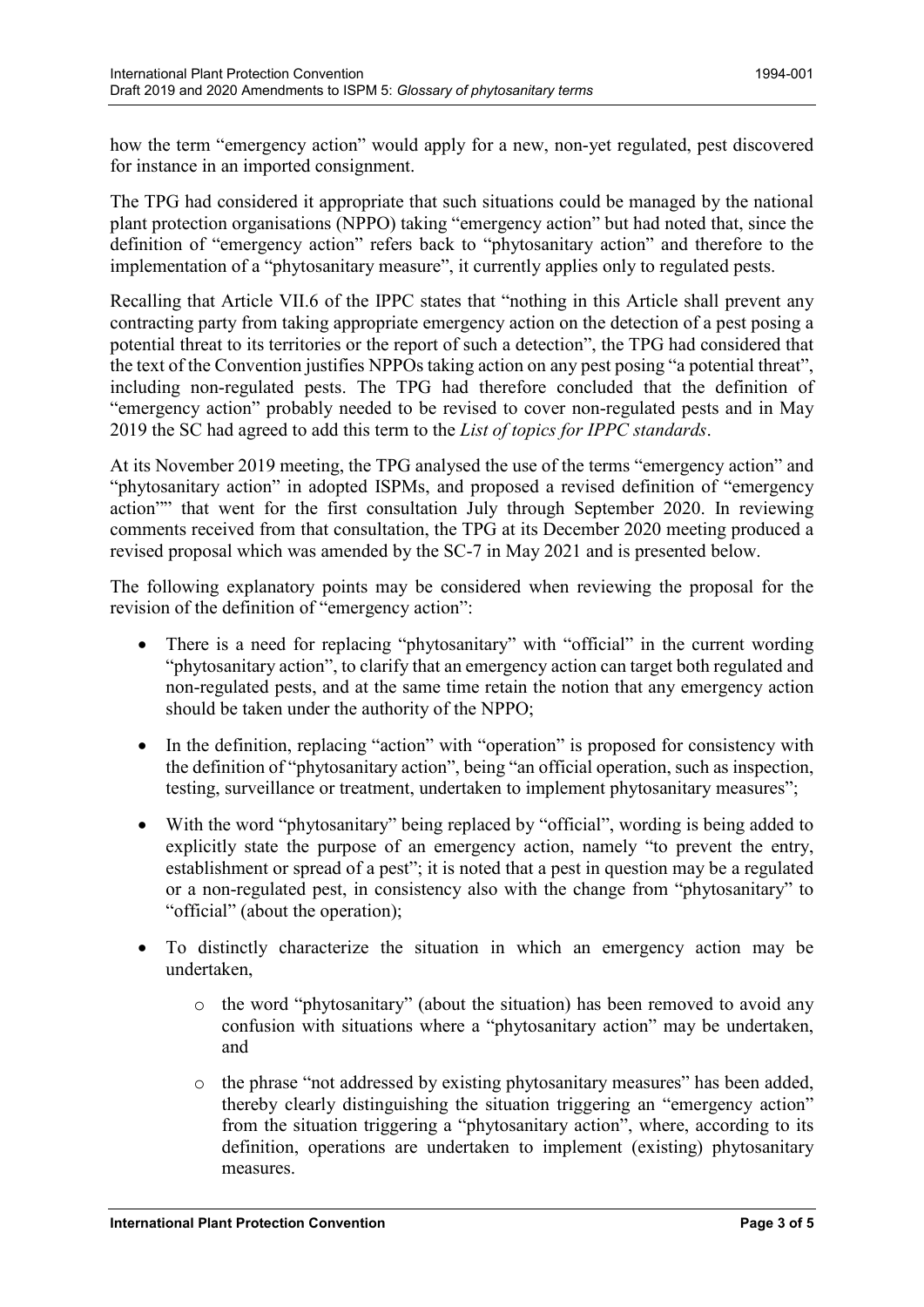how the term "emergency action" would apply for a new, non-yet regulated, pest discovered for instance in an imported consignment.

The TPG had considered it appropriate that such situations could be managed by the national plant protection organisations (NPPO) taking "emergency action" but had noted that, since the definition of "emergency action" refers back to "phytosanitary action" and therefore to the implementation of a "phytosanitary measure", it currently applies only to regulated pests.

Recalling that Article VII.6 of the IPPC states that "nothing in this Article shall prevent any contracting party from taking appropriate emergency action on the detection of a pest posing a potential threat to its territories or the report of such a detection", the TPG had considered that the text of the Convention justifies NPPOs taking action on any pest posing "a potential threat", including non-regulated pests. The TPG had therefore concluded that the definition of "emergency action" probably needed to be revised to cover non-regulated pests and in May 2019 the SC had agreed to add this term to the *List of topics for IPPC standards*.

At its November 2019 meeting, the TPG analysed the use of the terms "emergency action" and "phytosanitary action" in adopted ISPMs, and proposed a revised definition of "emergency action"" that went for the first consultation July through September 2020. In reviewing comments received from that consultation, the TPG at its December 2020 meeting produced a revised proposal which was amended by the SC-7 in May 2021 and is presented below.

The following explanatory points may be considered when reviewing the proposal for the revision of the definition of "emergency action":

- There is a need for replacing "phytosanitary" with "official" in the current wording "phytosanitary action", to clarify that an emergency action can target both regulated and non-regulated pests, and at the same time retain the notion that any emergency action should be taken under the authority of the NPPO;
- In the definition, replacing "action" with "operation" is proposed for consistency with the definition of "phytosanitary action", being "an official operation, such as inspection, testing, surveillance or treatment, undertaken to implement phytosanitary measures";
- With the word "phytosanitary" being replaced by "official", wording is being added to explicitly state the purpose of an emergency action, namely "to prevent the entry, establishment or spread of a pest"; it is noted that a pest in question may be a regulated or a non-regulated pest, in consistency also with the change from "phytosanitary" to "official" (about the operation);
- To distinctly characterize the situation in which an emergency action may be undertaken,
    - the word "phytosanitary" (about the situation) has been removed to avoid any confusion with situations where a "phytosanitary action" may be undertaken, and
    - the phrase "not addressed by existing phytosanitary measures" has been added, thereby clearly distinguishing the situation triggering an "emergency action" from the situation triggering a "phytosanitary action", where, according to its definition, operations are undertaken to implement (existing) phytosanitary measures.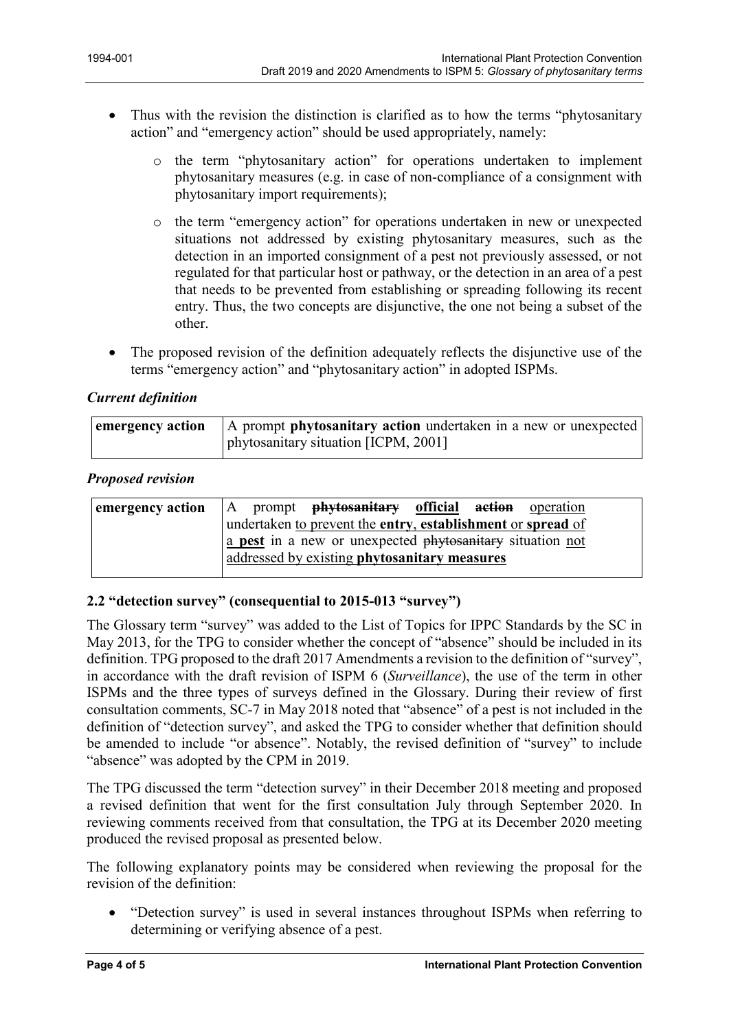- Thus with the revision the distinction is clarified as to how the terms "phytosanitary action" and "emergency action" should be used appropriately, namely:
  - the term "phytosanitary action" for operations undertaken to implement phytosanitary measures (e.g. in case of non-compliance of a consignment with phytosanitary import requirements);
  - the term "emergency action" for operations undertaken in new or unexpected situations not addressed by existing phytosanitary measures, such as the detection in an imported consignment of a pest not previously assessed, or not regulated for that particular host or pathway, or the detection in an area of a pest that needs to be prevented from establishing or spreading following its recent entry. Thus, the two concepts are disjunctive, the one not being a subset of the other.
- The proposed revision of the definition adequately reflects the disjunctive use of the terms "emergency action" and "phytosanitary action" in adopted ISPMs.

### *Current definition*

| **emergency action** | A prompt **phytosanitary action** undertaken in a new or unexpected phytosanitary situation [ICPM, 2001] |
|---|---|

### *Proposed revision*

| **emergency action** | A prompt ~~**phytosanitary**~~ <u>**official**</u> ~~**action**~~ <u>operation</u> undertaken <u>to prevent the **entry**, **establishment** or **spread** of a **pest**</u> in a new or unexpected ~~phytosanitary~~ situation <u>not addressed by existing **phytosanitary measures**</u> |
|---|---|

### 2.2 "detection survey" (consequential to 2015-013 "survey")

The Glossary term "survey" was added to the List of Topics for IPPC Standards by the SC in May 2013, for the TPG to consider whether the concept of "absence" should be included in its definition. TPG proposed to the draft 2017 Amendments a revision to the definition of "survey", in accordance with the draft revision of ISPM 6 (*Surveillance*), the use of the term in other ISPMs and the three types of surveys defined in the Glossary. During their review of first consultation comments, SC-7 in May 2018 noted that "absence" of a pest is not included in the definition of "detection survey", and asked the TPG to consider whether that definition should be amended to include "or absence". Notably, the revised definition of "survey" to include "absence" was adopted by the CPM in 2019.

The TPG discussed the term "detection survey" in their December 2018 meeting and proposed a revised definition that went for the first consultation July through September 2020. In reviewing comments received from that consultation, the TPG at its December 2020 meeting produced the revised proposal as presented below.

The following explanatory points may be considered when reviewing the proposal for the revision of the definition:

- "Detection survey" is used in several instances throughout ISPMs when referring to determining or verifying absence of a pest.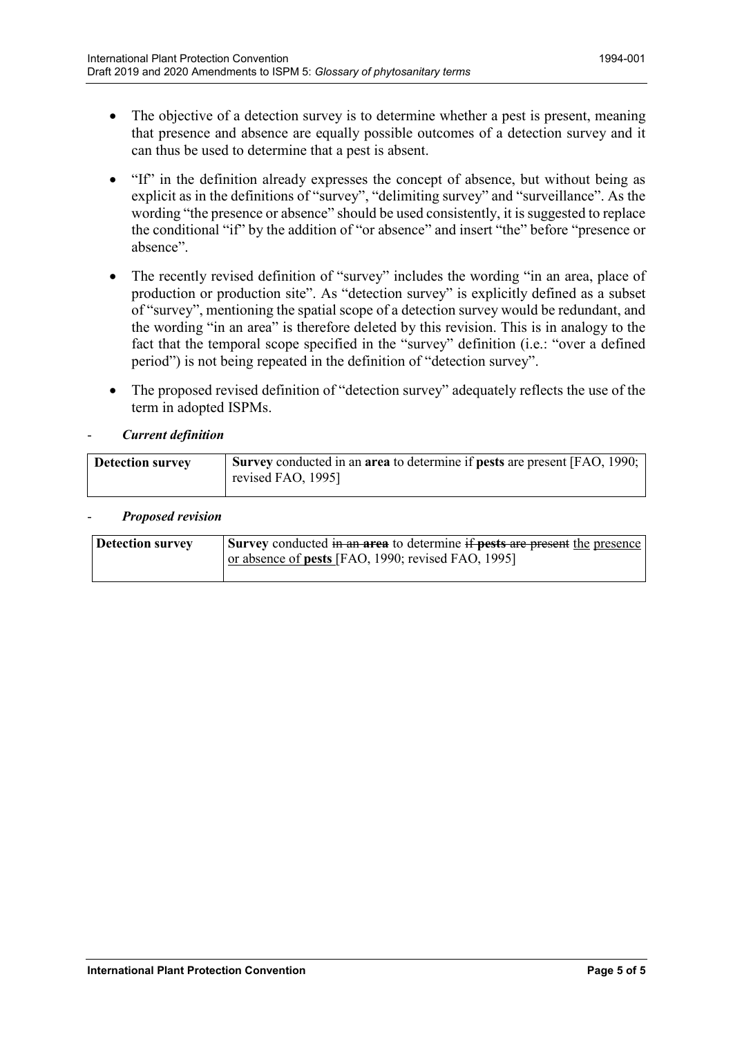- The objective of a detection survey is to determine whether a pest is present, meaning that presence and absence are equally possible outcomes of a detection survey and it can thus be used to determine that a pest is absent.

- "If" in the definition already expresses the concept of absence, but without being as explicit as in the definitions of "survey", "delimiting survey" and "surveillance". As the wording "the presence or absence" should be used consistently, it is suggested to replace the conditional "if" by the addition of "or absence" and insert "the" before "presence or absence".

- The recently revised definition of "survey" includes the wording "in an area, place of production or production site". As "detection survey" is explicitly defined as a subset of "survey", mentioning the spatial scope of a detection survey would be redundant, and the wording "in an area" is therefore deleted by this revision. This is in analogy to the fact that the temporal scope specified in the "survey" definition (i.e.: "over a defined period") is not being repeated in the definition of "detection survey".

- The proposed revised definition of "detection survey" adequately reflects the use of the term in adopted ISPMs.

- ***Current definition***

| | |
|---|---|
| **Detection survey** | **Survey** conducted in an **area** to determine if **pests** are present [FAO, 1990; revised FAO, 1995] |

- ***Proposed revision***

| | |
|---|---|
| **Detection survey** | **Survey** conducted ~~in an **area**~~ to determine ~~if **pests** are present~~ <u>the presence or absence of **pests**</u> [FAO, 1990; revised FAO, 1995] |